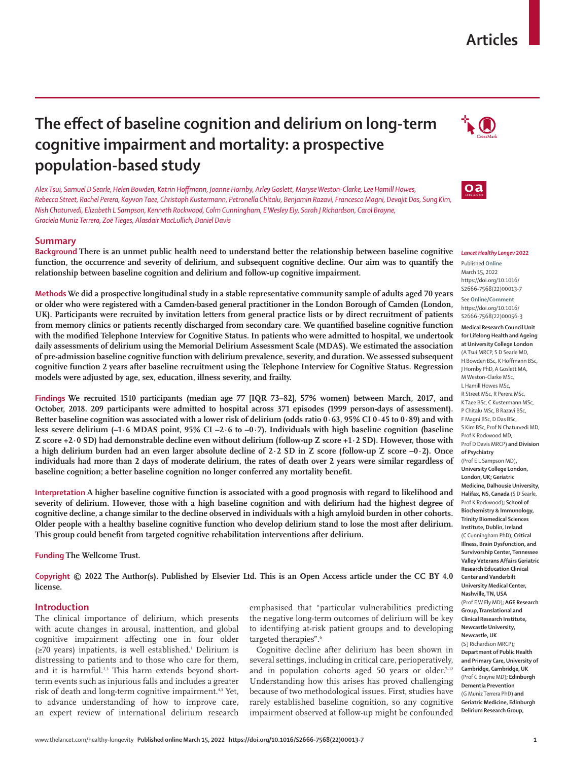# The effect of baseline cognition and delirium on long-term cognitive impairment and mortality: a prospective population-based study

*Alex Tsui, Samuel D Searle, Helen Bowden, Katrin Hoffmann, Joanne Hornby, Arley Goslett, Maryse Weston-Clarke, Lee Hamill Howes, Rebecca Street, Rachel Perera, Kayvon Taee, Christoph Kustermann, Petronella Chitalu, Benjamin Razavi, Francesco Magni, Devajit Das, Sung Kim, Nish Chaturvedi, Elizabeth L Sampson, Kenneth Rockwood, Colm Cunningham, E Wesley Ely, Sarah J Richardson, Carol Brayne, Graciela Muniz Terrera, Zoë Tieges, Alasdair MacLullich, Daniel Davis*

## Summary

**Background** There is an unmet public health need to understand better the relationship between baseline cognitive function, the occurrence and severity of delirium, and subsequent cognitive decline. Our aim was to quantify the relationship between baseline cognition and delirium and follow-up cognitive impairment.

**Methods** We did a prospective longitudinal study in a stable representative community sample of adults aged 70 years or older who were registered with a Camden-based general practitioner in the London Borough of Camden (London, UK). Participants were recruited by invitation letters from general practice lists or by direct recruitment of patients from memory clinics or patients recently discharged from secondary care. We quantified baseline cognitive function with the modified Telephone Interview for Cognitive Status. In patients who were admitted to hospital, we undertook daily assessments of delirium using the Memorial Delirium Assessment Scale (MDAS). We estimated the association of pre-admission baseline cognitive function with delirium prevalence, severity, and duration. We assessed subsequent cognitive function 2 years after baseline recruitment using the Telephone Interview for Cognitive Status. Regression models were adjusted by age, sex, education, illness severity, and frailty.

**Findings** We recruited 1510 participants (median age 77 [IQR 73–82], 57% women) between March, 2017, and October, 2018. 209 participants were admitted to hospital across 371 episodes (1999 person-days of assessment). Better baseline cognition was associated with a lower risk of delirium (odds ratio 0·63, 95% CI 0·45 to 0·89) and with less severe delirium (–1·6 MDAS point, 95% CI –2·6 to –0·7). Individuals with high baseline cognition (baseline Z score +2·0 SD) had demonstrable decline even without delirium (follow-up Z score +1·2 SD). However, those with a high delirium burden had an even larger absolute decline of 2·2 SD in Z score (follow-up Z score –0·2). Once individuals had more than 2 days of moderate delirium, the rates of death over 2 years were similar regardless of baseline cognition; a better baseline cognition no longer conferred any mortality benefit.

**Interpretation** A higher baseline cognitive function is associated with a good prognosis with regard to likelihood and severity of delirium. However, those with a high baseline cognition and with delirium had the highest degree of cognitive decline, a change similar to the decline observed in individuals with a high amyloid burden in other cohorts. Older people with a healthy baseline cognitive function who develop delirium stand to lose the most after delirium. This group could benefit from targeted cognitive rehabilitation interventions after delirium.

**Funding** The Wellcome Trust.

**Copyright** © 2022 The Author(s). Published by Elsevier Ltd. This is an Open Access article under the CC BY 4.0 license.

*Lancet Healthy Longev* 2022

Published **Online** March 15, 2022 https://doi.org/10.1016/S2666-7568(22)00013-7

See **Online/Comment** https://doi.org/10.1016/S2666-7568(22)00056-3

**Medical Research Council Unit for Lifelong Health and Ageing at University College London** (A Tsui MRCP, S D Searle MD, H Bowden BSc, K Hoffmann BSc, J Hornby PhD, A Goslett MA, M Weston-Clarke MSc, L Hamill Howes MSc, R Street MSc, R Perera MSc, K Taee BSc, C Kustermann MSc, P Chitalu MSc, B Razavi BSc, F Magni BSc, D Das BSc, S Kim BSc, Prof N Chaturvedi MD, Prof K Rockwood MD, Prof D Davis MRCP) **and Division of Psychiatry** (Prof E L Sampson MD), **University College London, London, UK; Geriatric Medicine, Dalhousie University, Halifax, NS, Canada** (S D Searle, Prof K Rockwood)**; School of Biochemistry & Immunology, Trinity Biomedical Sciences Institute, Dublin, Ireland** (C Cunningham PhD)**; Critical Illness, Brain Dysfunction, and Survivorship Center, Tennessee Valley Veterans Affairs Geriatric Research Education Clinical Center and Vanderbilt University Medical Center, Nashville, TN, USA** (Prof E W Ely MD)**; AGE Research Group, Translational and Clinical Research Institute, Newcastle University, Newcastle, UK** (S J Richardson MRCP)**; Department of Public Health and Primary Care, University of Cambridge, Cambridge, UK** (Prof C Brayne MD)**; Edinburgh Dementia Prevention** (G Muniz Terrera PhD) **and Geriatric Medicine, Edinburgh Delirium Research Group,**

## Introduction

The clinical importance of delirium, which presents with acute changes in arousal, inattention, and global cognitive impairment affecting one in four older (≥70 years) inpatients, is well established.[1] Delirium is distressing to patients and to those who care for them, and it is harmful.[2,3] This harm extends beyond short-term events such as injurious falls and includes a greater risk of death and long-term cognitive impairment.[4,5] Yet, to advance understanding of how to improve care, an expert review of international delirium research emphasised that "particular vulnerabilities predicting the negative long-term outcomes of delirium will be key to identifying at-risk patient groups and to developing targeted therapies".[6]

Cognitive decline after delirium has been shown in several settings, including in critical care, perioperatively, and in population cohorts aged 50 years or older.[7–12] Understanding how this arises has proved challenging because of two methodological issues. First, studies have rarely established baseline cognition, so any cognitive impairment observed at follow-up might be confounded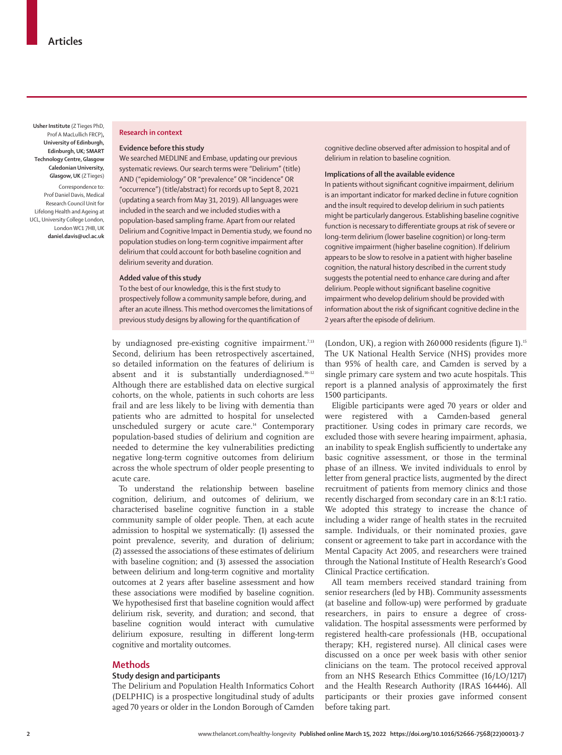Usher Institute (Z Tieges PhD, Prof A MacLullich FRCP), **University of Edinburgh, Edinburgh, UK; SMART Technology Centre, Glasgow Caledonian University, Glasgow, UK** (Z Tieges)

Correspondence to: Prof Daniel Davis, Medical Research Council Unit for Lifelong Health and Ageing at UCL, University College London, London WC1 7HB, UK **daniel.davis@ucl.ac.uk**

## Research in context

**Evidence before this study**

We searched MEDLINE and Embase, updating our previous systematic reviews. Our search terms were "Delirium" (title) AND ("epidemiology" OR "prevalence" OR "incidence" OR "occurrence") (title/abstract) for records up to Sept 8, 2021 (updating a search from May 31, 2019). All languages were included in the search and we included studies with a population-based sampling frame. Apart from our related Delirium and Cognitive Impact in Dementia study, we found no population studies on long-term cognitive impairment after delirium that could account for both baseline cognition and delirium severity and duration.

**Added value of this study**

To the best of our knowledge, this is the first study to prospectively follow a community sample before, during, and after an acute illness. This method overcomes the limitations of previous study designs by allowing for the quantification of cognitive decline observed after admission to hospital and of delirium in relation to baseline cognition.

**Implications of all the available evidence**

In patients without significant cognitive impairment, delirium is an important indicator for marked decline in future cognition and the insult required to develop delirium in such patients might be particularly dangerous. Establishing baseline cognitive function is necessary to differentiate groups at risk of severe or long-term delirium (lower baseline cognition) or long-term cognitive impairment (higher baseline cognition). If delirium appears to be slow to resolve in a patient with higher baseline cognition, the natural history described in the current study suggests the potential need to enhance care during and after delirium. People without significant baseline cognitive impairment who develop delirium should be provided with information about the risk of significant cognitive decline in the 2 years after the episode of delirium.

by undiagnosed pre-existing cognitive impairment.[7,13] Second, delirium has been retrospectively ascertained, so detailed information on the features of delirium is absent and it is substantially underdiagnosed.[10–12] Although there are established data on elective surgical cohorts, on the whole, patients in such cohorts are less frail and are less likely to be living with dementia than patients who are admitted to hospital for unselected unscheduled surgery or acute care.[14] Contemporary population-based studies of delirium and cognition are needed to determine the key vulnerabilities predicting negative long-term cognitive outcomes from delirium across the whole spectrum of older people presenting to acute care.

To understand the relationship between baseline cognition, delirium, and outcomes of delirium, we characterised baseline cognitive function in a stable community sample of older people. Then, at each acute admission to hospital we systematically: (1) assessed the point prevalence, severity, and duration of delirium; (2) assessed the associations of these estimates of delirium with baseline cognition; and (3) assessed the association between delirium and long-term cognitive and mortality outcomes at 2 years after baseline assessment and how these associations were modified by baseline cognition. We hypothesised first that baseline cognition would affect delirium risk, severity, and duration; and second, that baseline cognition would interact with cumulative delirium exposure, resulting in different long-term cognitive and mortality outcomes.

## Methods

### Study design and participants

The Delirium and Population Health Informatics Cohort (DELPHIC) is a prospective longitudinal study of adults aged 70 years or older in the London Borough of Camden (London, UK), a region with 260 000 residents (figure 1).[15] The UK National Health Service (NHS) provides more than 95% of health care, and Camden is served by a single primary care system and two acute hospitals. This report is a planned analysis of approximately the first 1500 participants.

Eligible participants were aged 70 years or older and were registered with a Camden-based general practitioner. Using codes in primary care records, we excluded those with severe hearing impairment, aphasia, an inability to speak English sufficiently to undertake any basic cognitive assessment, or those in the terminal phase of an illness. We invited individuals to enrol by letter from general practice lists, augmented by the direct recruitment of patients from memory clinics and those recently discharged from secondary care in an 8:1:1 ratio. We adopted this strategy to increase the chance of including a wider range of health states in the recruited sample. Individuals, or their nominated proxies, gave consent or agreement to take part in accordance with the Mental Capacity Act 2005, and researchers were trained through the National Institute of Health Research's Good Clinical Practice certification.

All team members received standard training from senior researchers (led by HB). Community assessments (at baseline and follow-up) were performed by graduate researchers, in pairs to ensure a degree of cross-validation. The hospital assessments were performed by registered health-care professionals (HB, occupational therapy; KH, registered nurse). All clinical cases were discussed on a once per week basis with other senior clinicians on the team. The protocol received approval from an NHS Research Ethics Committee (16/LO/1217) and the Health Research Authority (IRAS 164446). All participants or their proxies gave informed consent before taking part.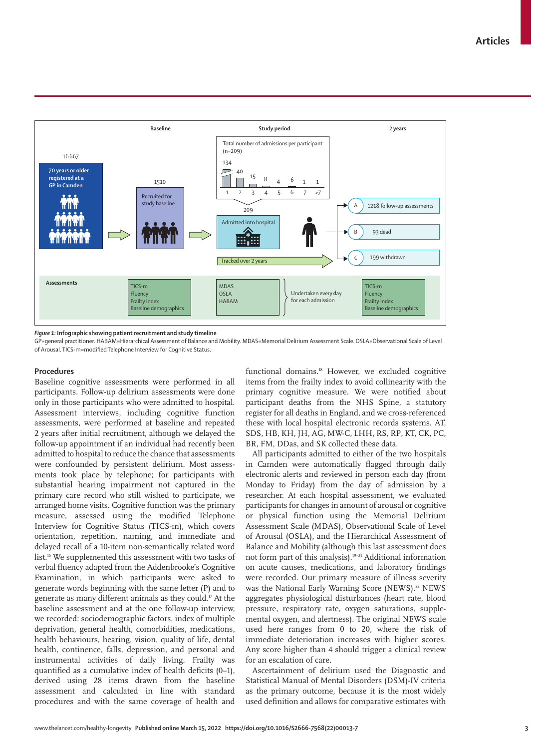**Figure 1: Infographic showing patient recruitment and study timeline**

GP=general practitioner. HABAM=Hierarchical Assessment of Balance and Mobility. MDAS=Memorial Delirium Assessment Scale. OSLA=Observational Scale of Level of Arousal. TICS-m=modified Telephone Interview for Cognitive Status.

## Procedures

Baseline cognitive assessments were performed in all participants. Follow-up delirium assessments were done only in those participants who were admitted to hospital. Assessment interviews, including cognitive function assessments, were performed at baseline and repeated 2 years after initial recruitment, although we delayed the follow-up appointment if an individual had recently been admitted to hospital to reduce the chance that assessments were confounded by persistent delirium. Most assessments took place by telephone; for participants with substantial hearing impairment not captured in the primary care record who still wished to participate, we arranged home visits. Cognitive function was the primary measure, assessed using the modified Telephone Interview for Cognitive Status (TICS-m), which covers orientation, repetition, naming, and immediate and delayed recall of a 10-item non-semantically related word list.[16] We supplemented this assessment with two tasks of verbal fluency adapted from the Addenbrooke's Cognitive Examination, in which participants were asked to generate words beginning with the same letter (P) and to generate as many different animals as they could.[17] At the baseline assessment and at the one follow-up interview, we recorded: sociodemographic factors, index of multiple deprivation, general health, comorbidities, medications, health behaviours, hearing, vision, quality of life, dental health, continence, falls, depression, and personal and instrumental activities of daily living. Frailty was quantified as a cumulative index of health deficits (0–1), derived using 28 items drawn from the baseline assessment and calculated in line with standard procedures and with the same coverage of health and functional domains.[18] However, we excluded cognitive items from the frailty index to avoid collinearity with the primary cognitive measure. We were notified about participant deaths from the NHS Spine, a statutory register for all deaths in England, and we cross-referenced these with local hospital electronic records systems. AT, SDS, HB, KH, JH, AG, MW-C, LHH, RS, RP, KT, CK, PC, BR, FM, DDas, and SK collected these data.

All participants admitted to either of the two hospitals in Camden were automatically flagged through daily electronic alerts and reviewed in person each day (from Monday to Friday) from the day of admission by a researcher. At each hospital assessment, we evaluated participants for changes in amount of arousal or cognitive or physical function using the Memorial Delirium Assessment Scale (MDAS), Observational Scale of Level of Arousal (OSLA), and the Hierarchical Assessment of Balance and Mobility (although this last assessment does not form part of this analysis).[19–21] Additional information on acute causes, medications, and laboratory findings were recorded. Our primary measure of illness severity was the National Early Warning Score (NEWS).[22] NEWS aggregates physiological disturbances (heart rate, blood pressure, respiratory rate, oxygen saturations, supplemental oxygen, and alertness). The original NEWS scale used here ranges from 0 to 20, where the risk of immediate deterioration increases with higher scores. Any score higher than 4 should trigger a clinical review for an escalation of care.

Ascertainment of delirium used the Diagnostic and Statistical Manual of Mental Disorders (DSM)-IV criteria as the primary outcome, because it is the most widely used definition and allows for comparative estimates with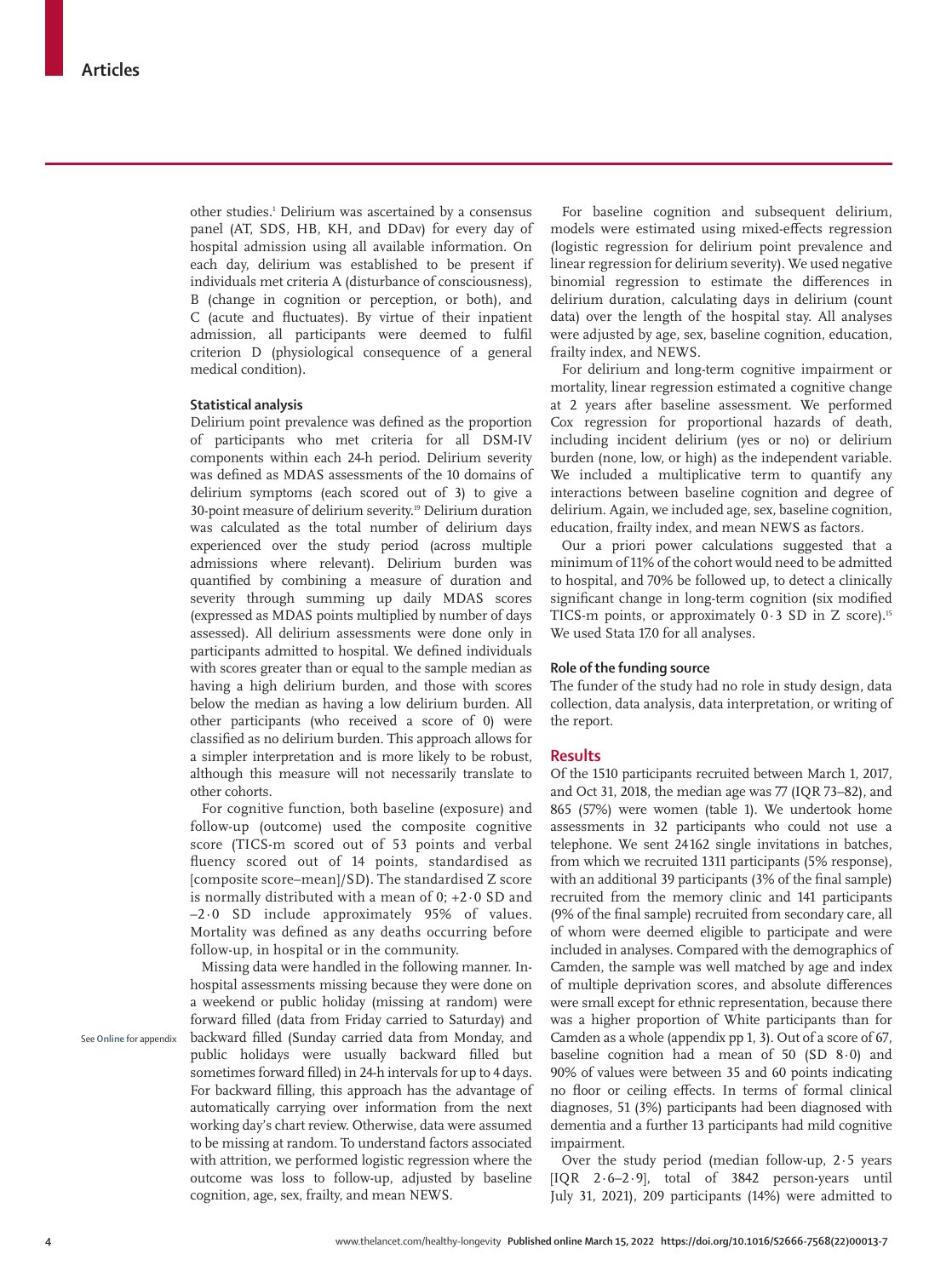other studies.[1] Delirium was ascertained by a consensus panel (AT, SDS, HB, KH, and DDav) for every day of hospital admission using all available information. On each day, delirium was established to be present if individuals met criteria A (disturbance of consciousness), B (change in cognition or perception, or both), and C (acute and fluctuates). By virtue of their inpatient admission, all participants were deemed to fulfil criterion D (physiological consequence of a general medical condition).

### Statistical analysis

Delirium point prevalence was defined as the proportion of participants who met criteria for all DSM-IV components within each 24-h period. Delirium severity was defined as MDAS assessments of the 10 domains of delirium symptoms (each scored out of 3) to give a 30-point measure of delirium severity.[19] Delirium duration was calculated as the total number of delirium days experienced over the study period (across multiple admissions where relevant). Delirium burden was quantified by combining a measure of duration and severity through summing up daily MDAS scores (expressed as MDAS points multiplied by number of days assessed). All delirium assessments were done only in participants admitted to hospital. We defined individuals with scores greater than or equal to the sample median as having a high delirium burden, and those with scores below the median as having a low delirium burden. All other participants (who received a score of 0) were classified as no delirium burden. This approach allows for a simpler interpretation and is more likely to be robust, although this measure will not necessarily translate to other cohorts.

For cognitive function, both baseline (exposure) and follow-up (outcome) used the composite cognitive score (TICS-m scored out of 53 points and verbal fluency scored out of 14 points, standardised as [composite score–mean]/SD). The standardised Z score is normally distributed with a mean of 0; +2·0 SD and –2·0 SD include approximately 95% of values. Mortality was defined as any deaths occurring before follow-up, in hospital or in the community.

Missing data were handled in the following manner. In-hospital assessments missing because they were done on a weekend or public holiday (missing at random) were forward filled (data from Friday carried to Saturday) and backward filled (Sunday carried data from Monday, and public holidays were usually backward filled but sometimes forward filled) in 24-h intervals for up to 4 days. For backward filling, this approach has the advantage of automatically carrying over information from the next working day's chart review. Otherwise, data were assumed to be missing at random. To understand factors associated with attrition, we performed logistic regression where the outcome was loss to follow-up, adjusted by baseline cognition, age, sex, frailty, and mean NEWS.

See Online for appendix

For baseline cognition and subsequent delirium, models were estimated using mixed-effects regression (logistic regression for delirium point prevalence and linear regression for delirium severity). We used negative binomial regression to estimate the differences in delirium duration, calculating days in delirium (count data) over the length of the hospital stay. All analyses were adjusted by age, sex, baseline cognition, education, frailty index, and NEWS.

For delirium and long-term cognitive impairment or mortality, linear regression estimated a cognitive change at 2 years after baseline assessment. We performed Cox regression for proportional hazards of death, including incident delirium (yes or no) or delirium burden (none, low, or high) as the independent variable. We included a multiplicative term to quantify any interactions between baseline cognition and degree of delirium. Again, we included age, sex, baseline cognition, education, frailty index, and mean NEWS as factors.

Our a priori power calculations suggested that a minimum of 11% of the cohort would need to be admitted to hospital, and 70% be followed up, to detect a clinically significant change in long-term cognition (six modified TICS-m points, or approximately 0·3 SD in Z score).[15] We used Stata 17.0 for all analyses.

### Role of the funding source

The funder of the study had no role in study design, data collection, data analysis, data interpretation, or writing of the report.

## Results

Of the 1510 participants recruited between March 1, 2017, and Oct 31, 2018, the median age was 77 (IQR 73–82), and 865 (57%) were women (table 1). We undertook home assessments in 32 participants who could not use a telephone. We sent 24 162 single invitations in batches, from which we recruited 1311 participants (5% response), with an additional 39 participants (3% of the final sample) recruited from the memory clinic and 141 participants (9% of the final sample) recruited from secondary care, all of whom were deemed eligible to participate and were included in analyses. Compared with the demographics of Camden, the sample was well matched by age and index of multiple deprivation scores, and absolute differences were small except for ethnic representation, because there was a higher proportion of White participants than for Camden as a whole (appendix pp 1, 3). Out of a score of 67, baseline cognition had a mean of 50 (SD 8·0) and 90% of values were between 35 and 60 points indicating no floor or ceiling effects. In terms of formal clinical diagnoses, 51 (3%) participants had been diagnosed with dementia and a further 13 participants had mild cognitive impairment.

Over the study period (median follow-up, 2·5 years [IQR 2·6–2·9], total of 3842 person-years until July 31, 2021), 209 participants (14%) were admitted to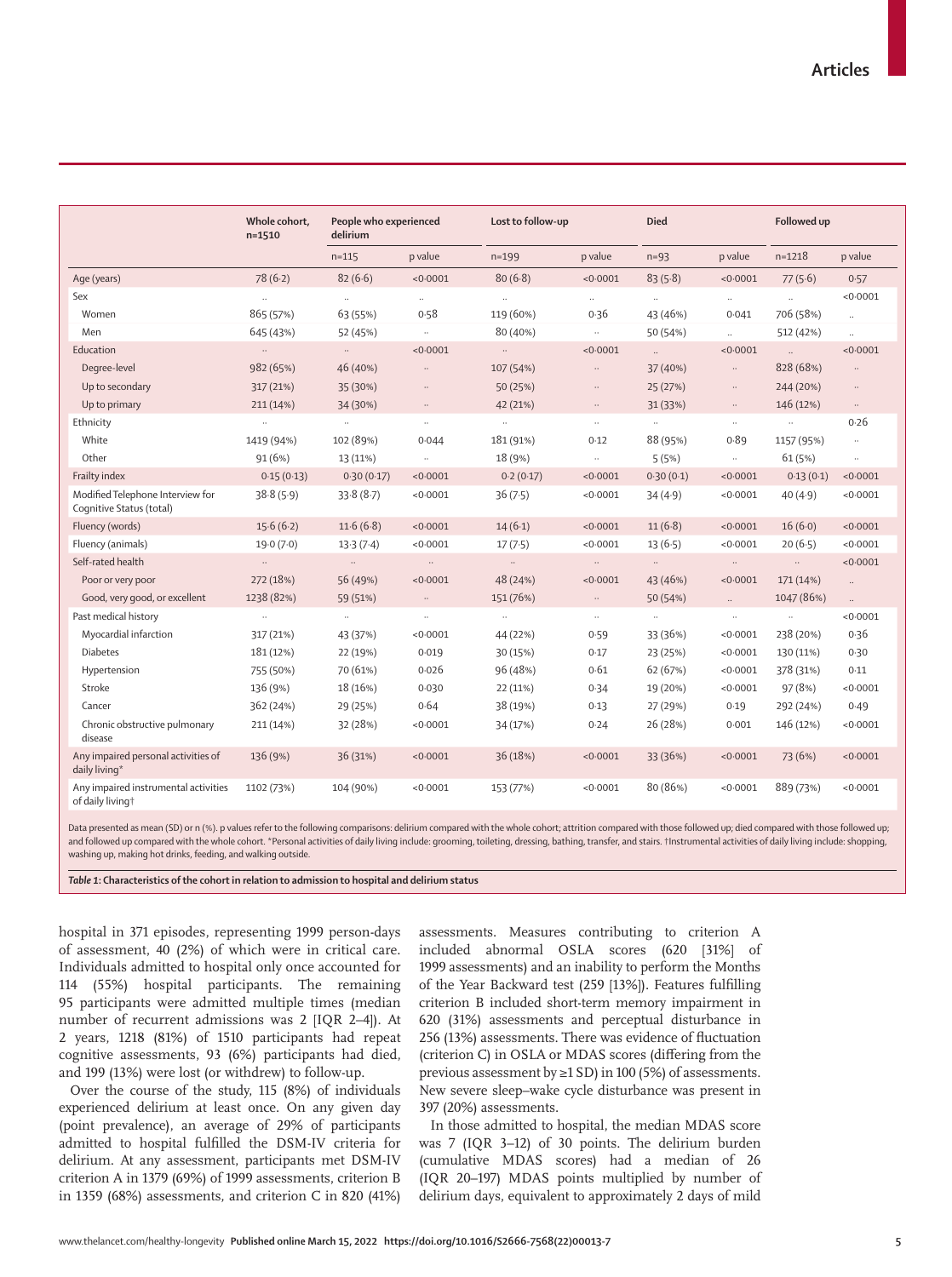| | Whole cohort, n=1510 | People who experienced delirium | | Lost to follow-up | | Died | | Followed up | |
|---|---|---|---|---|---|---|---|---|---|
| | | n=115 | p value | n=199 | p value | n=93 | p value | n=1218 | p value |
| Age (years) | 78 (6·2) | 82 (6·6) | <0·0001 | 80 (6·8) | <0·0001 | 83 (5·8) | <0·0001 | 77 (5·6) | 0·57 |
| Sex | .. | .. | .. | .. | .. | .. | .. | .. | <0·0001 |
| Women | 865 (57%) | 63 (55%) | 0·58 | 119 (60%) | 0·36 | 43 (46%) | 0·041 | 706 (58%) | .. |
| Men | 645 (43%) | 52 (45%) | .. | 80 (40%) | .. | 50 (54%) | .. | 512 (42%) | .. |
| Education | .. | .. | <0·0001 | .. | <0·0001 | .. | <0·0001 | .. | <0·0001 |
| Degree-level | 982 (65%) | 46 (40%) | .. | 107 (54%) | .. | 37 (40%) | .. | 828 (68%) | .. |
| Up to secondary | 317 (21%) | 35 (30%) | .. | 50 (25%) | .. | 25 (27%) | .. | 244 (20%) | .. |
| Up to primary | 211 (14%) | 34 (30%) | .. | 42 (21%) | .. | 31 (33%) | .. | 146 (12%) | .. |
| Ethnicity | .. | .. | .. | .. | .. | .. | .. | .. | 0·26 |
| White | 1419 (94%) | 102 (89%) | 0·044 | 181 (91%) | 0·12 | 88 (95%) | 0·89 | 1157 (95%) | .. |
| Other | 91 (6%) | 13 (11%) | .. | 18 (9%) | .. | 5 (5%) | .. | 61 (5%) | .. |
| Frailty index | 0·15 (0·13) | 0·30 (0·17) | <0·0001 | 0·2 (0·17) | <0·0001 | 0·30 (0·1) | <0·0001 | 0·13 (0·1) | <0·0001 |
| Modified Telephone Interview for Cognitive Status (total) | 38·8 (5·9) | 33·8 (8·7) | <0·0001 | 36 (7·5) | <0·0001 | 34 (4·9) | <0·0001 | 40 (4·9) | <0·0001 |
| Fluency (words) | 15·6 (6·2) | 11·6 (6·8) | <0·0001 | 14 (6·1) | <0·0001 | 11 (6·8) | <0·0001 | 16 (6·0) | <0·0001 |
| Fluency (animals) | 19·0 (7·0) | 13·3 (7·4) | <0·0001 | 17 (7·5) | <0·0001 | 13 (6·5) | <0·0001 | 20 (6·5) | <0·0001 |
| Self-rated health | .. | .. | .. | .. | .. | .. | .. | .. | <0·0001 |
| Poor or very poor | 272 (18%) | 56 (49%) | <0·0001 | 48 (24%) | <0·0001 | 43 (46%) | <0·0001 | 171 (14%) | .. |
| Good, very good, or excellent | 1238 (82%) | 59 (51%) | .. | 151 (76%) | .. | 50 (54%) | .. | 1047 (86%) | .. |
| Past medical history | .. | .. | .. | .. | .. | .. | .. | .. | <0·0001 |
| Myocardial infarction | 317 (21%) | 43 (37%) | <0·0001 | 44 (22%) | 0·59 | 33 (36%) | <0·0001 | 238 (20%) | 0·36 |
| Diabetes | 181 (12%) | 22 (19%) | 0·019 | 30 (15%) | 0·17 | 23 (25%) | <0·0001 | 130 (11%) | 0·30 |
| Hypertension | 755 (50%) | 70 (61%) | 0·026 | 96 (48%) | 0·61 | 62 (67%) | <0·0001 | 378 (31%) | 0·11 |
| Stroke | 136 (9%) | 18 (16%) | 0·030 | 22 (11%) | 0·34 | 19 (20%) | <0·0001 | 97 (8%) | <0·0001 |
| Cancer | 362 (24%) | 29 (25%) | 0·64 | 38 (19%) | 0·13 | 27 (29%) | 0·19 | 292 (24%) | 0·49 |
| Chronic obstructive pulmonary disease | 211 (14%) | 32 (28%) | <0·0001 | 34 (17%) | 0·24 | 26 (28%) | 0·001 | 146 (12%) | <0·0001 |
| Any impaired personal activities of daily living* | 136 (9%) | 36 (31%) | <0·0001 | 36 (18%) | <0·0001 | 33 (36%) | <0·0001 | 73 (6%) | <0·0001 |
| Any impaired instrumental activities of daily living† | 1102 (73%) | 104 (90%) | <0·0001 | 153 (77%) | <0·0001 | 80 (86%) | <0·0001 | 889 (73%) | <0·0001 |

Data presented as mean (SD) or n (%). p values refer to the following comparisons: delirium compared with the whole cohort; attrition compared with those followed up; died compared with those followed up; and followed up compared with the whole cohort. *Personal activities of daily living include: grooming, toileting, dressing, bathing, transfer, and stairs. †Instrumental activities of daily living include: shopping, washing up, making hot drinks, feeding, and walking outside.

*Table 1:* **Characteristics of the cohort in relation to admission to hospital and delirium status**

hospital in 371 episodes, representing 1999 person-days of assessment, 40 (2%) of which were in critical care. Individuals admitted to hospital only once accounted for 114 (55%) hospital participants. The remaining 95 participants were admitted multiple times (median number of recurrent admissions was 2 [IQR 2–4]). At 2 years, 1218 (81%) of 1510 participants had repeat cognitive assessments, 93 (6%) participants had died, and 199 (13%) were lost (or withdrew) to follow-up.

Over the course of the study, 115 (8%) of individuals experienced delirium at least once. On any given day (point prevalence), an average of 29% of participants admitted to hospital fulfilled the DSM-IV criteria for delirium. At any assessment, participants met DSM-IV criterion A in 1379 (69%) of 1999 assessments, criterion B in 1359 (68%) assessments, and criterion C in 820 (41%) assessments. Measures contributing to criterion A included abnormal OSLA scores (620 [31%] of 1999 assessments) and an inability to perform the Months of the Year Backward test (259 [13%]). Features fulfilling criterion B included short-term memory impairment in 620 (31%) assessments and perceptual disturbance in 256 (13%) assessments. There was evidence of fluctuation (criterion C) in OSLA or MDAS scores (differing from the previous assessment by ≥1 SD) in 100 (5%) of assessments. New severe sleep–wake cycle disturbance was present in 397 (20%) assessments.

In those admitted to hospital, the median MDAS score was 7 (IQR 3–12) of 30 points. The delirium burden (cumulative MDAS scores) had a median of 26 (IQR 20–197) MDAS points multiplied by number of delirium days, equivalent to approximately 2 days of mild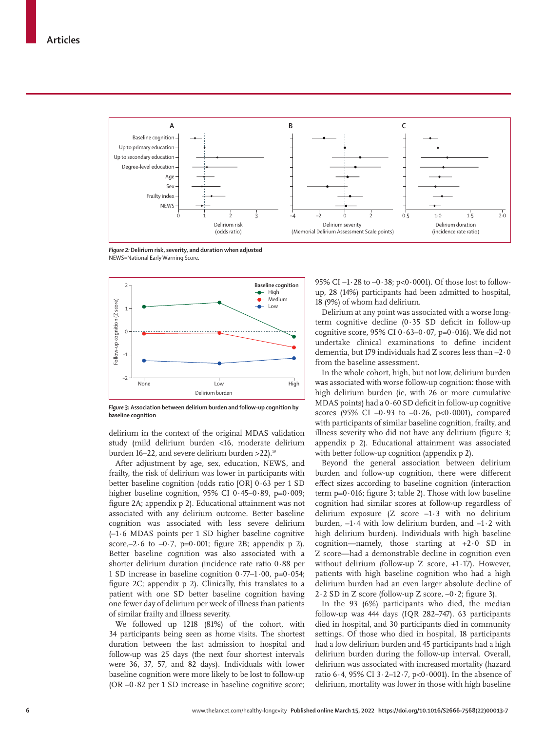*Figure 2:* **Delirium risk, severity, and duration when adjusted**
NEWS=National Early Warning Score.

*Figure 3:* **Association between delirium burden and follow-up cognition by baseline cognition**

delirium in the context of the original MDAS validation study (mild delirium burden <16, moderate delirium burden 16–22, and severe delirium burden >22).[19]

After adjustment by age, sex, education, NEWS, and frailty, the risk of delirium was lower in participants with better baseline cognition (odds ratio [OR] 0·63 per 1 SD higher baseline cognition, 95% CI 0·45–0·89, p=0·009; figure 2A; appendix p 2). Educational attainment was not associated with any delirium outcome. Better baseline cognition was associated with less severe delirium (–1·6 MDAS points per 1 SD higher baseline cognitive score,–2·6 to –0·7, p=0·001; figure 2B; appendix p 2). Better baseline cognition was also associated with a shorter delirium duration (incidence rate ratio 0·88 per 1 SD increase in baseline cognition 0·77–1·00, p=0·054; figure 2C; appendix p 2). Clinically, this translates to a patient with one SD better baseline cognition having one fewer day of delirium per week of illness than patients of similar frailty and illness severity.

We followed up 1218 (81%) of the cohort, with 34 participants being seen as home visits. The shortest duration between the last admission to hospital and follow-up was 25 days (the next four shortest intervals were 36, 37, 57, and 82 days). Individuals with lower baseline cognition were more likely to be lost to follow-up (OR –0·82 per 1 SD increase in baseline cognitive score; 95% CI –1·28 to –0·38; p<0·0001). Of those lost to follow-up, 28 (14%) participants had been admitted to hospital, 18 (9%) of whom had delirium.

Delirium at any point was associated with a worse long-term cognitive decline (0·35 SD deficit in follow-up cognitive score, 95% CI 0·63–0·07, p=0·016). We did not undertake clinical examinations to define incident dementia, but 179 individuals had Z scores less than –2·0 from the baseline assessment.

In the whole cohort, high, but not low, delirium burden was associated with worse follow-up cognition: those with high delirium burden (ie, with 26 or more cumulative MDAS points) had a 0·60 SD deficit in follow-up cognitive scores (95% CI –0·93 to –0·26, p<0·0001), compared with participants of similar baseline cognition, frailty, and illness severity who did not have any delirium (figure 3; appendix p 2). Educational attainment was associated with better follow-up cognition (appendix p 2).

Beyond the general association between delirium burden and follow-up cognition, there were different effect sizes according to baseline cognition (interaction term p=0·016; figure 3; table 2). Those with low baseline cognition had similar scores at follow-up regardless of delirium exposure (Z score –1·3 with no delirium burden, –1·4 with low delirium burden, and –1·2 with high delirium burden). Individuals with high baseline cognition—namely, those starting at +2·0 SD in Z score—had a demonstrable decline in cognition even without delirium (follow-up Z score, +1·17). However, patients with high baseline cognition who had a high delirium burden had an even larger absolute decline of 2·2 SD in Z score (follow-up Z score, –0·2; figure 3).

In the 93 (6%) participants who died, the median follow-up was 444 days (IQR 282–747). 63 participants died in hospital, and 30 participants died in community settings. Of those who died in hospital, 18 participants had a low delirium burden and 45 participants had a high delirium burden during the follow-up interval. Overall, delirium was associated with increased mortality (hazard ratio 6·4, 95% CI 3·2–12·7, p<0·0001). In the absence of delirium, mortality was lower in those with high baseline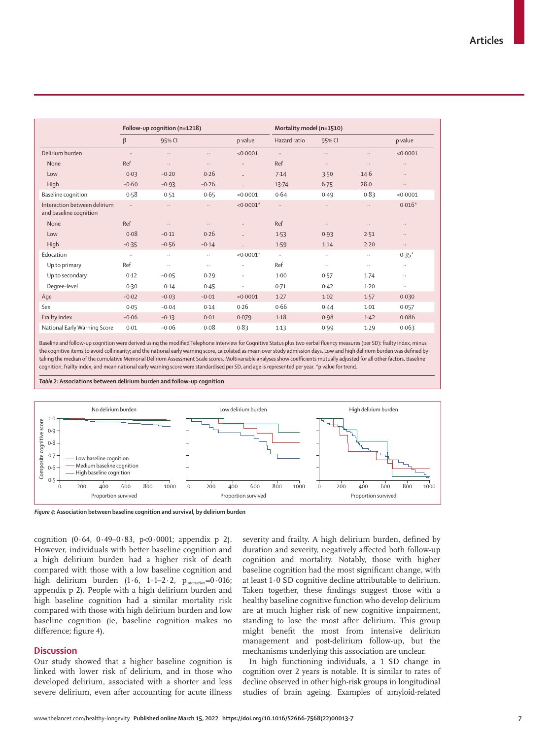| | Follow-up cognition (n=1218) | | | | Mortality model (n=1510) | | | |
|---|---|---|---|---|---|---|---|---|
| | β | 95% CI | | p value | Hazard ratio | 95% CI | | p value |
| Delirium burden | .. | .. | .. | <0·0001 | .. | .. | .. | <0·0001 |
| None | Ref | .. | .. | .. | Ref | .. | .. | .. |
| Low | 0·03 | −0·20 | 0·26 | .. | 7·14 | 3·50 | 14·6 | .. |
| High | −0·60 | −0·93 | −0·26 | .. | 13·74 | 6·75 | 28·0 | .. |
| Baseline cognition | 0·58 | 0·51 | 0·65 | <0·0001 | 0·64 | 0·49 | 0·83 | <0·0001 |
| Interaction between delirium and baseline cognition | .. | .. | .. | <0·0001* | .. | .. | .. | 0·016* |
| None | Ref | .. | .. | .. | Ref | .. | .. | .. |
| Low | 0·08 | −0·11 | 0·26 | .. | 1·53 | 0·93 | 2·51 | .. |
| High | −0·35 | −0·56 | −0·14 | .. | 1·59 | 1·14 | 2·20 | .. |
| Education | .. | .. | .. | <0·0001* | .. | .. | .. | 0·35* |
| Up to primary | Ref | .. | .. | .. | Ref | .. | .. | .. |
| Up to secondary | 0·12 | −0·05 | 0·29 | .. | 1·00 | 0·57 | 1·74 | .. |
| Degree-level | 0·30 | 0·14 | 0·45 | .. | 0·71 | 0·42 | 1·20 | .. |
| Age | −0·02 | −0·03 | −0·01 | <0·0001 | 1·27 | 1·02 | 1·57 | 0·030 |
| Sex | 0·05 | −0·04 | 0·14 | 0·26 | 0·66 | 0·44 | 1·01 | 0·057 |
| Frailty index | −0·06 | −0·13 | 0·01 | 0·079 | 1·18 | 0·98 | 1·42 | 0·086 |
| National Early Warning Score | 0·01 | −0·06 | 0·08 | 0·83 | 1·13 | 0·99 | 1·29 | 0·063 |

Baseline and follow-up cognition were derived using the modified Telephone Interview for Cognitive Status plus two verbal fluency measures (per SD): frailty index, minus the cognitive items to avoid collinearity; and the national early warning score, calculated as mean over study admission days. Low and high delirium burden was defined by taking the median of the cumulative Memorial Delirium Assessment Scale scores. Multivariable analyses show coefficients mutually adjusted for all other factors. Baseline cognition, frailty index, and mean national early warning score were standardised per SD, and age is represented per year. *p value for trend.

*Table 2:* **Associations between delirium burden and follow-up cognition**

*Figure 4:* **Association between baseline cognition and survival, by delirium burden**

cognition (0·64, 0·49–0·83, p<0·0001; appendix p 2). However, individuals with better baseline cognition and a high delirium burden had a higher risk of death compared with those with a low baseline cognition and high delirium burden (1·6, 1·1–2·2, $p_{interaction}$=0·016; appendix p 2). People with a high delirium burden and high baseline cognition had a similar mortality risk compared with those with high delirium burden and low baseline cognition (ie, baseline cognition makes no difference; figure 4).

## Discussion

Our study showed that a higher baseline cognition is linked with lower risk of delirium, and in those who developed delirium, associated with a shorter and less severe delirium, even after accounting for acute illness severity and frailty. A high delirium burden, defined by duration and severity, negatively affected both follow-up cognition and mortality. Notably, those with higher baseline cognition had the most significant change, with at least 1·0 SD cognitive decline attributable to delirium. Taken together, these findings suggest those with a healthy baseline cognitive function who develop delirium are at much higher risk of new cognitive impairment, standing to lose the most after delirium. This group might benefit the most from intensive delirium management and post-delirium follow-up, but the mechanisms underlying this association are unclear.

In high functioning individuals, a 1 SD change in cognition over 2 years is notable. It is similar to rates of decline observed in other high-risk groups in longitudinal studies of brain ageing. Examples of amyloid-related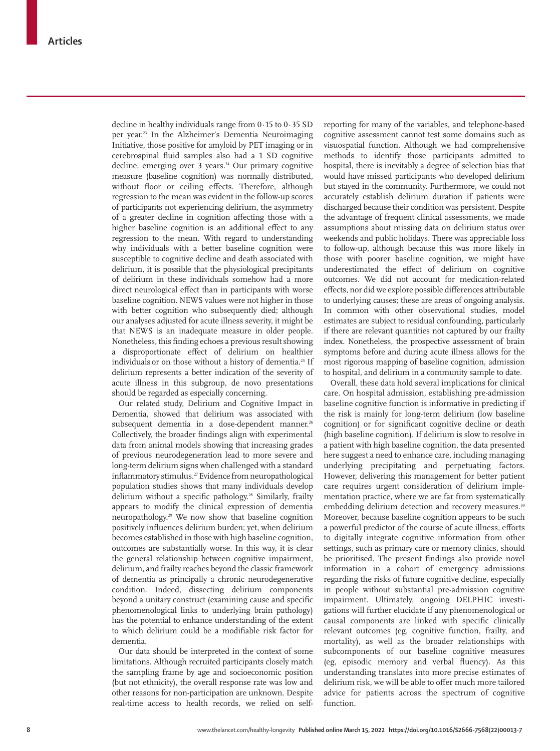decline in healthy individuals range from 0·15 to 0·35 SD per year.[23] In the Alzheimer's Dementia Neuroimaging Initiative, those positive for amyloid by PET imaging or in cerebrospinal fluid samples also had a 1 SD cognitive decline, emerging over 3 years.[24] Our primary cognitive measure (baseline cognition) was normally distributed, without floor or ceiling effects. Therefore, although regression to the mean was evident in the follow-up scores of participants not experiencing delirium, the asymmetry of a greater decline in cognition affecting those with a higher baseline cognition is an additional effect to any regression to the mean. With regard to understanding why individuals with a better baseline cognition were susceptible to cognitive decline and death associated with delirium, it is possible that the physiological precipitants of delirium in these individuals somehow had a more direct neurological effect than in participants with worse baseline cognition. NEWS values were not higher in those with better cognition who subsequently died; although our analyses adjusted for acute illness severity, it might be that NEWS is an inadequate measure in older people. Nonetheless, this finding echoes a previous result showing a disproportionate effect of delirium on healthier individuals or on those without a history of dementia.[25] If delirium represents a better indication of the severity of acute illness in this subgroup, de novo presentations should be regarded as especially concerning.

Our related study, Delirium and Cognitive Impact in Dementia, showed that delirium was associated with subsequent dementia in a dose-dependent manner.[26] Collectively, the broader findings align with experimental data from animal models showing that increasing grades of previous neurodegeneration lead to more severe and long-term delirium signs when challenged with a standard inflammatory stimulus.[27] Evidence from neuropathological population studies shows that many individuals develop delirium without a specific pathology.[28] Similarly, frailty appears to modify the clinical expression of dementia neuropathology.[29] We now show that baseline cognition positively influences delirium burden; yet, when delirium becomes established in those with high baseline cognition, outcomes are substantially worse. In this way, it is clear the general relationship between cognitive impairment, delirium, and frailty reaches beyond the classic framework of dementia as principally a chronic neurodegenerative condition. Indeed, dissecting delirium components beyond a unitary construct (examining cause and specific phenomenological links to underlying brain pathology) has the potential to enhance understanding of the extent to which delirium could be a modifiable risk factor for dementia.

Our data should be interpreted in the context of some limitations. Although recruited participants closely match the sampling frame by age and socioeconomic position (but not ethnicity), the overall response rate was low and other reasons for non-participation are unknown. Despite real-time access to health records, we relied on self-reporting for many of the variables, and telephone-based cognitive assessment cannot test some domains such as visuospatial function. Although we had comprehensive methods to identify those participants admitted to hospital, there is inevitably a degree of selection bias that would have missed participants who developed delirium but stayed in the community. Furthermore, we could not accurately establish delirium duration if patients were discharged because their condition was persistent. Despite the advantage of frequent clinical assessments, we made assumptions about missing data on delirium status over weekends and public holidays. There was appreciable loss to follow-up, although because this was more likely in those with poorer baseline cognition, we might have underestimated the effect of delirium on cognitive outcomes. We did not account for medication-related effects, nor did we explore possible differences attributable to underlying causes; these are areas of ongoing analysis. In common with other observational studies, model estimates are subject to residual confounding, particularly if there are relevant quantities not captured by our frailty index. Nonetheless, the prospective assessment of brain symptoms before and during acute illness allows for the most rigorous mapping of baseline cognition, admission to hospital, and delirium in a community sample to date.

Overall, these data hold several implications for clinical care. On hospital admission, establishing pre-admission baseline cognitive function is informative in predicting if the risk is mainly for long-term delirium (low baseline cognition) or for significant cognitive decline or death (high baseline cognition). If delirium is slow to resolve in a patient with high baseline cognition, the data presented here suggest a need to enhance care, including managing underlying precipitating and perpetuating factors. However, delivering this management for better patient care requires urgent consideration of delirium implementation practice, where we are far from systematically embedding delirium detection and recovery measures.[30] Moreover, because baseline cognition appears to be such a powerful predictor of the course of acute illness, efforts to digitally integrate cognitive information from other settings, such as primary care or memory clinics, should be prioritised. The present findings also provide novel information in a cohort of emergency admissions regarding the risks of future cognitive decline, especially in people without substantial pre-admission cognitive impairment. Ultimately, ongoing DELPHIC investigations will further elucidate if any phenomenological or causal components are linked with specific clinically relevant outcomes (eg, cognitive function, frailty, and mortality), as well as the broader relationships with subcomponents of our baseline cognitive measures (eg, episodic memory and verbal fluency). As this understanding translates into more precise estimates of delirium risk, we will be able to offer much more tailored advice for patients across the spectrum of cognitive function.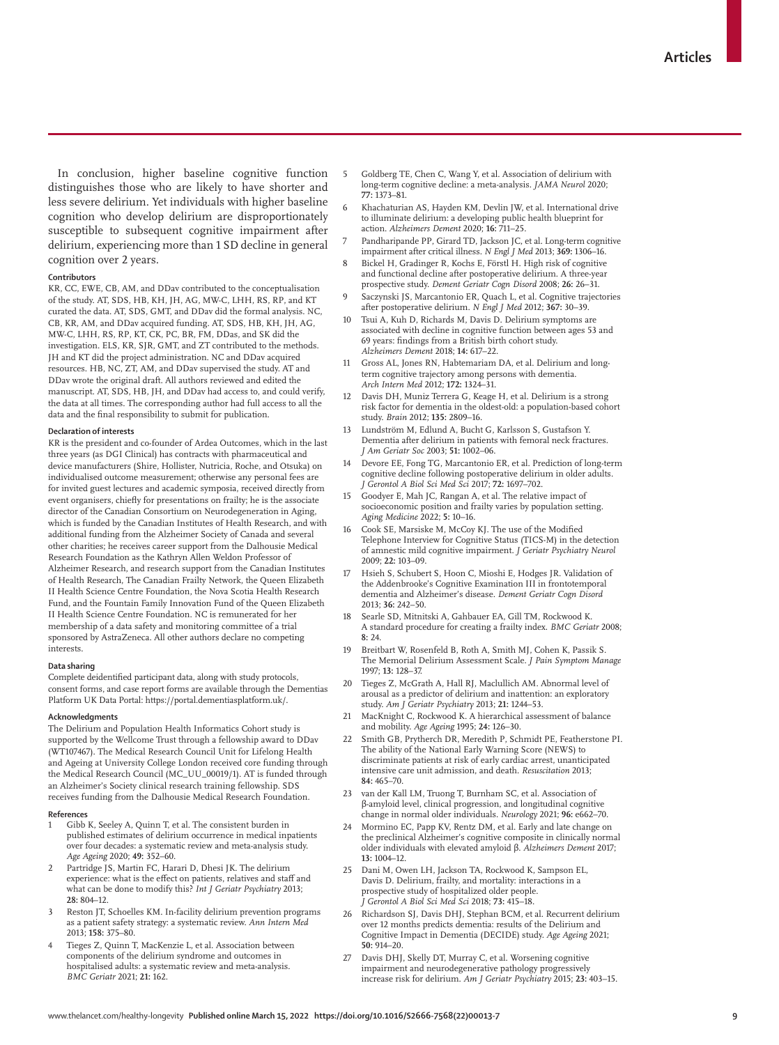In conclusion, higher baseline cognitive function distinguishes those who are likely to have shorter and less severe delirium. Yet individuals with higher baseline cognition who develop delirium are disproportionately susceptible to subsequent cognitive impairment after delirium, experiencing more than 1 SD decline in general cognition over 2 years.

### Contributors

KR, CC, EWE, CB, AM, and DDav contributed to the conceptualisation of the study. AT, SDS, HB, KH, JH, AG, MW-C, LHH, RS, RP, and KT curated the data. AT, SDS, GMT, and DDav did the formal analysis. NC, CB, KR, AM, and DDav acquired funding. AT, SDS, HB, KH, JH, AG, MW-C, LHH, RS, RP, KT, CK, PC, BR, FM, DDas, and SK did the investigation. ELS, KR, SJR, GMT, and ZT contributed to the methods. JH and KT did the project administration. NC and DDav acquired resources. HB, NC, ZT, AM, and DDav supervised the study. AT and DDav wrote the original draft. All authors reviewed and edited the manuscript. AT, SDS, HB, JH, and DDav had access to, and could verify, the data at all times. The corresponding author had full access to all the data and the final responsibility to submit for publication.

### Declaration of interests

KR is the president and co-founder of Ardea Outcomes, which in the last three years (as DGI Clinical) has contracts with pharmaceutical and device manufacturers (Shire, Hollister, Nutricia, Roche, and Otsuka) on individualised outcome measurement; otherwise any personal fees are for invited guest lectures and academic symposia, received directly from event organisers, chiefly for presentations on frailty; he is the associate director of the Canadian Consortium on Neurodegeneration in Aging, which is funded by the Canadian Institutes of Health Research, and with additional funding from the Alzheimer Society of Canada and several other charities; he receives career support from the Dalhousie Medical Research Foundation as the Kathryn Allen Weldon Professor of Alzheimer Research, and research support from the Canadian Institutes of Health Research, The Canadian Frailty Network, the Queen Elizabeth II Health Science Centre Foundation, the Nova Scotia Health Research Fund, and the Fountain Family Innovation Fund of the Queen Elizabeth II Health Science Centre Foundation. NC is remunerated for her membership of a data safety and monitoring committee of a trial sponsored by AstraZeneca. All other authors declare no competing interests.

### Data sharing

Complete deidentified participant data, along with study protocols, consent forms, and case report forms are available through the Dementias Platform UK Data Portal: https://portal.dementiasplatform.uk/.

### Acknowledgments

The Delirium and Population Health Informatics Cohort study is supported by the Wellcome Trust through a fellowship award to DDav (WT107467). The Medical Research Council Unit for Lifelong Health and Ageing at University College London received core funding through the Medical Research Council (MC_UU_00019/1). AT is funded through an Alzheimer's Society clinical research training fellowship. SDS receives funding from the Dalhousie Medical Research Foundation.

### References

1. Gibb K, Seeley A, Quinn T, et al. The consistent burden in published estimates of delirium occurrence in medical inpatients over four decades: a systematic review and meta-analysis study. *Age Ageing* 2020; **49:** 352–60.
2. Partridge JS, Martin FC, Harari D, Dhesi JK. The delirium experience: what is the effect on patients, relatives and staff and what can be done to modify this? *Int J Geriatr Psychiatry* 2013; **28:** 804–12.
3. Reston JT, Schoelles KM. In-facility delirium prevention programs as a patient safety strategy: a systematic review. *Ann Intern Med* 2013; **158:** 375–80.
4. Tieges Z, Quinn T, MacKenzie L, et al. Association between components of the delirium syndrome and outcomes in hospitalised adults: a systematic review and meta-analysis. *BMC Geriatr* 2021; **21:** 162.
5. Goldberg TE, Chen C, Wang Y, et al. Association of delirium with long-term cognitive decline: a meta-analysis. *JAMA Neurol* 2020; **77:** 1373–81.
6. Khachaturian AS, Hayden KM, Devlin JW, et al. International drive to illuminate delirium: a developing public health blueprint for action. *Alzheimers Dement* 2020; **16:** 711–25.
7. Pandharipande PP, Girard TD, Jackson JC, et al. Long-term cognitive impairment after critical illness. *N Engl J Med* 2013; **369:** 1306–16.
8. Bickel H, Gradinger R, Kochs E, Förstl H. High risk of cognitive and functional decline after postoperative delirium. A three-year prospective study. *Dement Geriatr Cogn Disord* 2008; **26:** 26–31.
9. Saczynski JS, Marcantonio ER, Quach L, et al. Cognitive trajectories after postoperative delirium. *N Engl J Med* 2012; **367:** 30–39.
10. Tsui A, Kuh D, Richards M, Davis D. Delirium symptoms are associated with decline in cognitive function between ages 53 and 69 years: findings from a British birth cohort study. *Alzheimers Dement* 2018; **14:** 617–22.
11. Gross AL, Jones RN, Habtemariam DA, et al. Delirium and long-term cognitive trajectory among persons with dementia. *Arch Intern Med* 2012; **172:** 1324–31.
12. Davis DH, Muniz Terrera G, Keage H, et al. Delirium is a strong risk factor for dementia in the oldest-old: a population-based cohort study. *Brain* 2012; **135:** 2809–16.
13. Lundström M, Edlund A, Bucht G, Karlsson S, Gustafson Y. Dementia after delirium in patients with femoral neck fractures. *J Am Geriatr Soc* 2003; **51:** 1002–06.
14. Devore EE, Fong TG, Marcantonio ER, et al. Prediction of long-term cognitive decline following postoperative delirium in older adults. *J Gerontol A Biol Sci Med Sci* 2017; **72:** 1697–702.
15. Goodyer E, Mah JC, Rangan A, et al. The relative impact of socioeconomic position and frailty varies by population setting. *Aging Medicine* 2022; **5:** 10–16.
16. Cook SE, Marsiske M, McCoy KJ. The use of the Modified Telephone Interview for Cognitive Status (TICS-M) in the detection of amnestic mild cognitive impairment. *J Geriatr Psychiatry Neurol* 2009; **22:** 103–09.
17. Hsieh S, Schubert S, Hoon C, Mioshi E, Hodges JR. Validation of the Addenbrooke's Cognitive Examination III in frontotemporal dementia and Alzheimer's disease. *Dement Geriatr Cogn Disord* 2013; **36:** 242–50.
18. Searle SD, Mitnitski A, Gahbauer EA, Gill TM, Rockwood K. A standard procedure for creating a frailty index. *BMC Geriatr* 2008; **8:** 24.
19. Breitbart W, Rosenfeld B, Roth A, Smith MJ, Cohen K, Passik S. The Memorial Delirium Assessment Scale. *J Pain Symptom Manage* 1997; **13:** 128–37.
20. Tieges Z, McGrath A, Hall RJ, Maclullich AM. Abnormal level of arousal as a predictor of delirium and inattention: an exploratory study. *Am J Geriatr Psychiatry* 2013; **21:** 1244–53.
21. MacKnight C, Rockwood K. A hierarchical assessment of balance and mobility. *Age Ageing* 1995; **24:** 126–30.
22. Smith GB, Prytherch DR, Meredith P, Schmidt PE, Featherstone PI. The ability of the National Early Warning Score (NEWS) to discriminate patients at risk of early cardiac arrest, unanticipated intensive care unit admission, and death. *Resuscitation* 2013; **84:** 465–70.
23. van der Kall LM, Truong T, Burnham SC, et al. Association of β-amyloid level, clinical progression, and longitudinal cognitive change in normal older individuals. *Neurology* 2021; **96:** e662–70.
24. Mormino EC, Papp KV, Rentz DM, et al. Early and late change on the preclinical Alzheimer's cognitive composite in clinically normal older individuals with elevated amyloid β. *Alzheimers Dement* 2017; **13:** 1004–12.
25. Dani M, Owen LH, Jackson TA, Rockwood K, Sampson EL, Davis D. Delirium, frailty, and mortality: interactions in a prospective study of hospitalized older people. *J Gerontol A Biol Sci Med Sci* 2018; **73:** 415–18.
26. Richardson SJ, Davis DHJ, Stephan BCM, et al. Recurrent delirium over 12 months predicts dementia: results of the Delirium and Cognitive Impact in Dementia (DECIDE) study. *Age Ageing* 2021; **50:** 914–20.
27. Davis DHJ, Skelly DT, Murray C, et al. Worsening cognitive impairment and neurodegenerative pathology progressively increase risk for delirium. *Am J Geriatr Psychiatry* 2015; **23:** 403–15.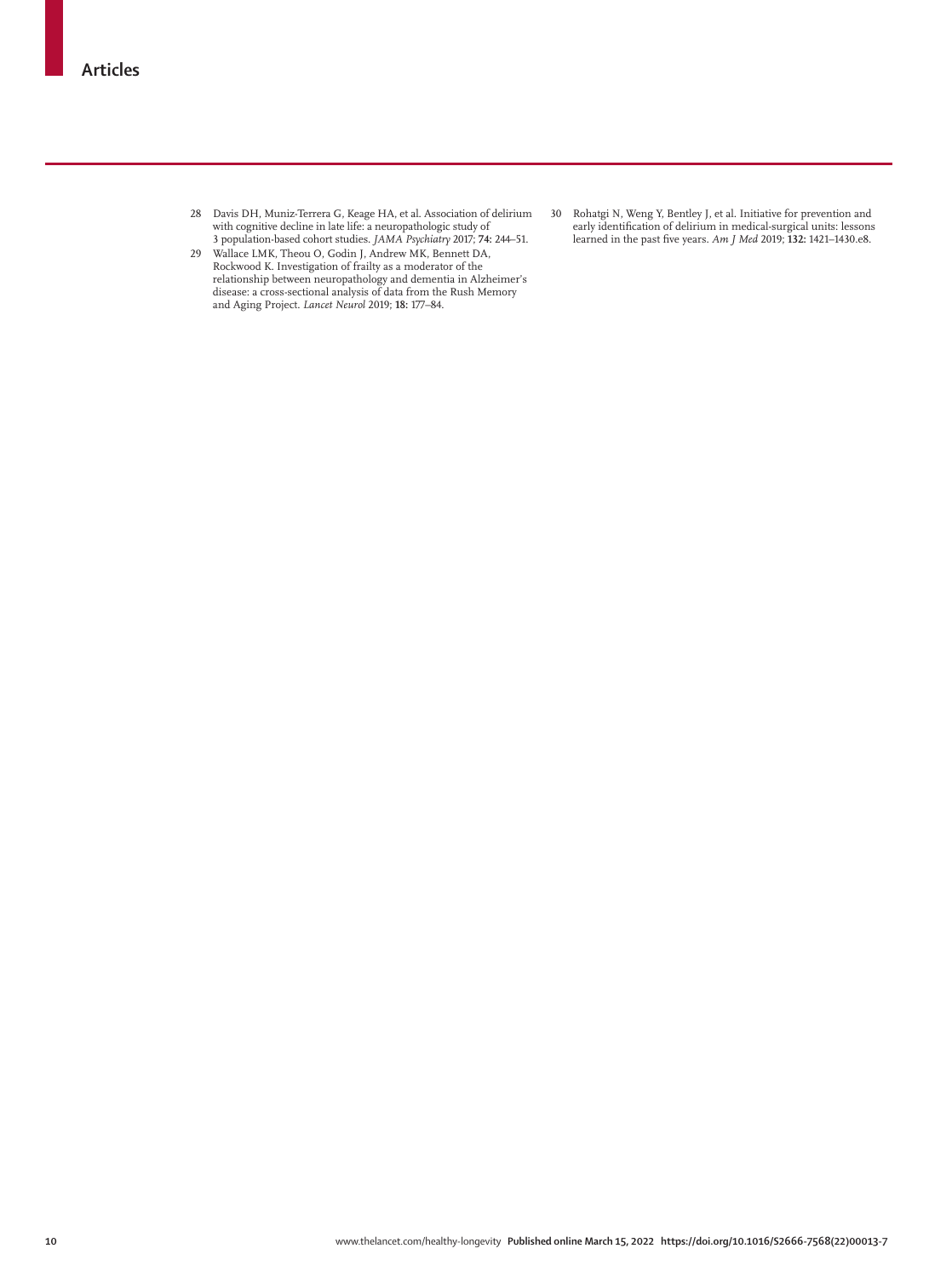28 Davis DH, Muniz-Terrera G, Keage HA, et al. Association of delirium with cognitive decline in late life: a neuropathologic study of 3 population-based cohort studies. *JAMA Psychiatry* 2017; **74:** 244–51.

29 Wallace LMK, Theou O, Godin J, Andrew MK, Bennett DA, Rockwood K. Investigation of frailty as a moderator of the relationship between neuropathology and dementia in Alzheimer's disease: a cross-sectional analysis of data from the Rush Memory and Aging Project. *Lancet Neurol* 2019; **18:** 177–84.

30 Rohatgi N, Weng Y, Bentley J, et al. Initiative for prevention and early identification of delirium in medical-surgical units: lessons learned in the past five years. *Am J Med* 2019; **132:** 1421–1430.e8.